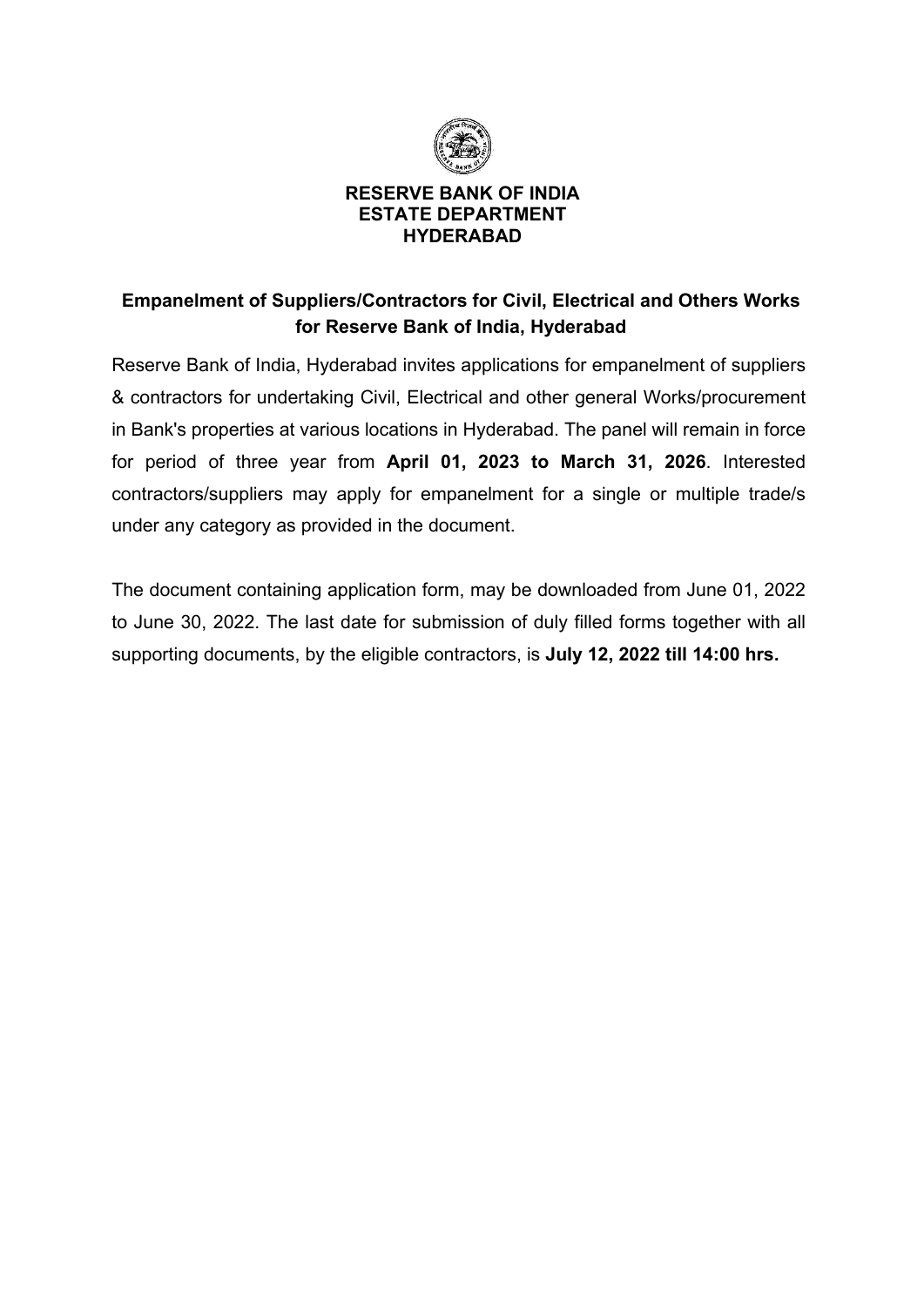**RESERVE BANK OF INDIA**
**ESTATE DEPARTMENT**
**HYDERABAD**

## Empanelment of Suppliers/Contractors for Civil, Electrical and Others Works for Reserve Bank of India, Hyderabad

Reserve Bank of India, Hyderabad invites applications for empanelment of suppliers & contractors for undertaking Civil, Electrical and other general Works/procurement in Bank's properties at various locations in Hyderabad. The panel will remain in force for period of three year from **April 01, 2023 to March 31, 2026**. Interested contractors/suppliers may apply for empanelment for a single or multiple trade/s under any category as provided in the document.

The document containing application form, may be downloaded from June 01, 2022 to June 30, 2022. The last date for submission of duly filled forms together with all supporting documents, by the eligible contractors, is **July 12, 2022 till 14:00 hrs.**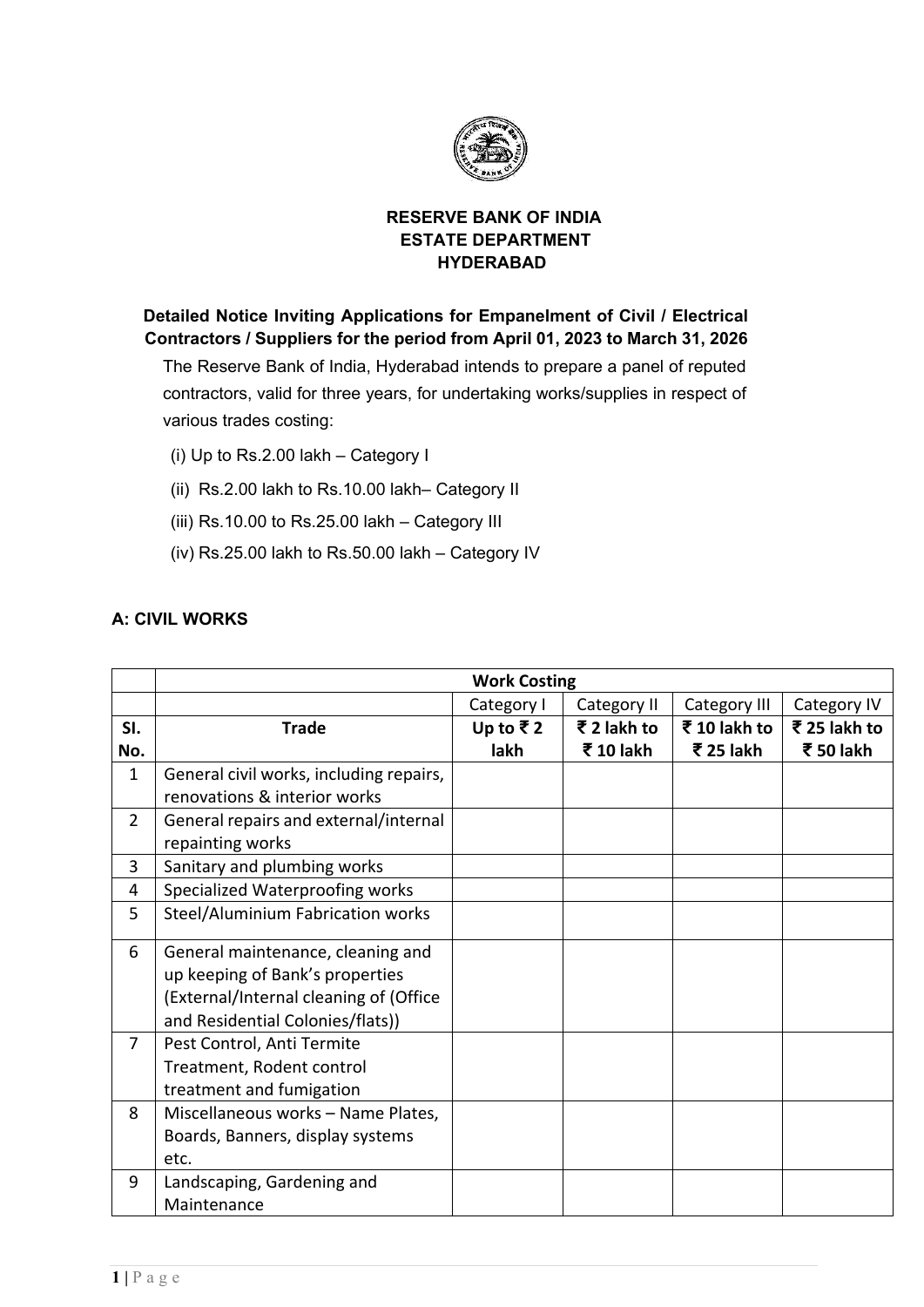**RESERVE BANK OF INDIA**
**ESTATE DEPARTMENT**
**HYDERABAD**

**Detailed Notice Inviting Applications for Empanelment of Civil / Electrical Contractors / Suppliers for the period from April 01, 2023 to March 31, 2026**

The Reserve Bank of India, Hyderabad intends to prepare a panel of reputed contractors, valid for three years, for undertaking works/supplies in respect of various trades costing:

(i) Up to Rs.2.00 lakh – Category I

(ii) Rs.2.00 lakh to Rs.10.00 lakh– Category II

(iii) Rs.10.00 to Rs.25.00 lakh – Category III

(iv) Rs.25.00 lakh to Rs.50.00 lakh – Category IV

**A: CIVIL WORKS**

| | Work Costing | | | | |
|---|---|---|---|---|---|
| | | Category I | Category II | Category III | Category IV |
| **Sl. No.** | **Trade** | **Up to ₹ 2 lakh** | **₹ 2 lakh to ₹ 10 lakh** | **₹ 10 lakh to ₹ 25 lakh** | **₹ 25 lakh to ₹ 50 lakh** |
| 1 | General civil works, including repairs, renovations & interior works | | | | |
| 2 | General repairs and external/internal repainting works | | | | |
| 3 | Sanitary and plumbing works | | | | |
| 4 | Specialized Waterproofing works | | | | |
| 5 | Steel/Aluminium Fabrication works | | | | |
| 6 | General maintenance, cleaning and up keeping of Bank's properties (External/Internal cleaning of (Office and Residential Colonies/flats)) | | | | |
| 7 | Pest Control, Anti Termite Treatment, Rodent control treatment and fumigation | | | | |
| 8 | Miscellaneous works – Name Plates, Boards, Banners, display systems etc. | | | | |
| 9 | Landscaping, Gardening and Maintenance | | | | |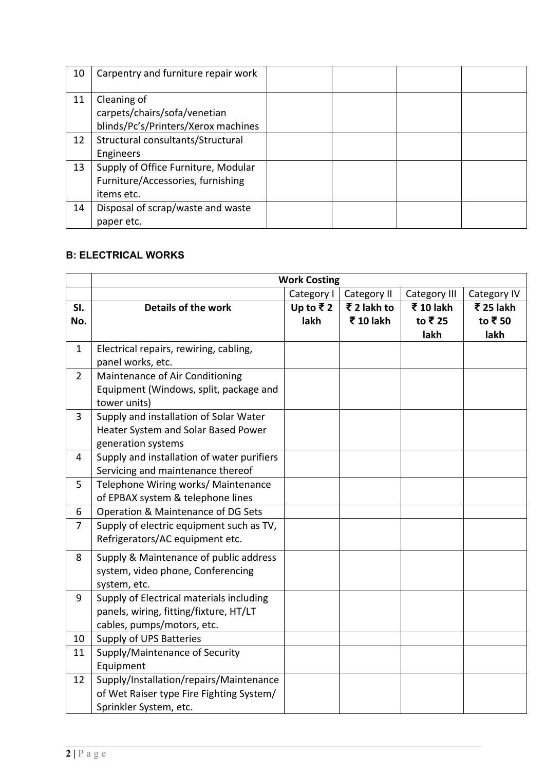| 10 | Carpentry and furniture repair work | | | | |
|---|---|---|---|---|---|
| 11 | Cleaning of carpets/chairs/sofa/venetian blinds/Pc's/Printers/Xerox machines | | | | |
| 12 | Structural consultants/Structural Engineers | | | | |
| 13 | Supply of Office Furniture, Modular Furniture/Accessories, furnishing items etc. | | | | |
| 14 | Disposal of scrap/waste and waste paper etc. | | | | |

**B: ELECTRICAL WORKS**

| | **Work Costing** | | | | |
|---|---|---|---|---|---|
| | | Category I | Category II | Category III | Category IV |
| **Sl. No.** | **Details of the work** | **Up to ₹ 2 lakh** | **₹ 2 lakh to ₹ 10 lakh** | **₹ 10 lakh to ₹ 25 lakh** | **₹ 25 lakh to ₹ 50 lakh** |
| 1 | Electrical repairs, rewiring, cabling, panel works, etc. | | | | |
| 2 | Maintenance of Air Conditioning Equipment (Windows, split, package and tower units) | | | | |
| 3 | Supply and installation of Solar Water Heater System and Solar Based Power generation systems | | | | |
| 4 | Supply and installation of water purifiers Servicing and maintenance thereof | | | | |
| 5 | Telephone Wiring works/ Maintenance of EPBAX system & telephone lines | | | | |
| 6 | Operation & Maintenance of DG Sets | | | | |
| 7 | Supply of electric equipment such as TV, Refrigerators/AC equipment etc. | | | | |
| 8 | Supply & Maintenance of public address system, video phone, Conferencing system, etc. | | | | |
| 9 | Supply of Electrical materials including panels, wiring, fitting/fixture, HT/LT cables, pumps/motors, etc. | | | | |
| 10 | Supply of UPS Batteries | | | | |
| 11 | Supply/Maintenance of Security Equipment | | | | |
| 12 | Supply/Installation/repairs/Maintenance of Wet Raiser type Fire Fighting System/ Sprinkler System, etc. | | | | |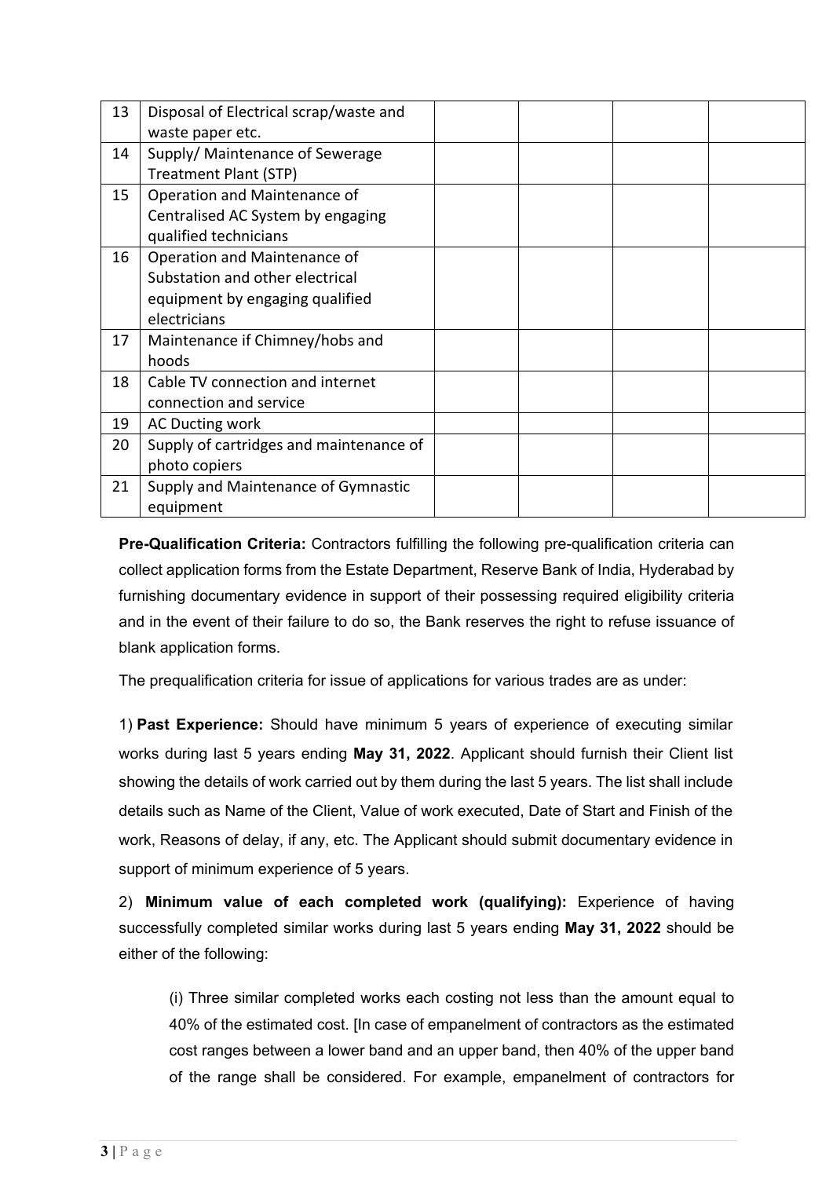| 13 | Disposal of Electrical scrap/waste and waste paper etc. | | | | |
|---|---|---|---|---|---|
| 14 | Supply/ Maintenance of Sewerage Treatment Plant (STP) | | | | |
| 15 | Operation and Maintenance of Centralised AC System by engaging qualified technicians | | | | |
| 16 | Operation and Maintenance of Substation and other electrical equipment by engaging qualified electricians | | | | |
| 17 | Maintenance if Chimney/hobs and hoods | | | | |
| 18 | Cable TV connection and internet connection and service | | | | |
| 19 | AC Ducting work | | | | |
| 20 | Supply of cartridges and maintenance of photo copiers | | | | |
| 21 | Supply and Maintenance of Gymnastic equipment | | | | |

**Pre-Qualification Criteria:** Contractors fulfilling the following pre-qualification criteria can collect application forms from the Estate Department, Reserve Bank of India, Hyderabad by furnishing documentary evidence in support of their possessing required eligibility criteria and in the event of their failure to do so, the Bank reserves the right to refuse issuance of blank application forms.

The prequalification criteria for issue of applications for various trades are as under:

1) **Past Experience:** Should have minimum 5 years of experience of executing similar works during last 5 years ending **May 31, 2022**. Applicant should furnish their Client list showing the details of work carried out by them during the last 5 years. The list shall include details such as Name of the Client, Value of work executed, Date of Start and Finish of the work, Reasons of delay, if any, etc. The Applicant should submit documentary evidence in support of minimum experience of 5 years.

2) **Minimum value of each completed work (qualifying):** Experience of having successfully completed similar works during last 5 years ending **May 31, 2022** should be either of the following:

(i) Three similar completed works each costing not less than the amount equal to 40% of the estimated cost. [In case of empanelment of contractors as the estimated cost ranges between a lower band and an upper band, then 40% of the upper band of the range shall be considered. For example, empanelment of contractors for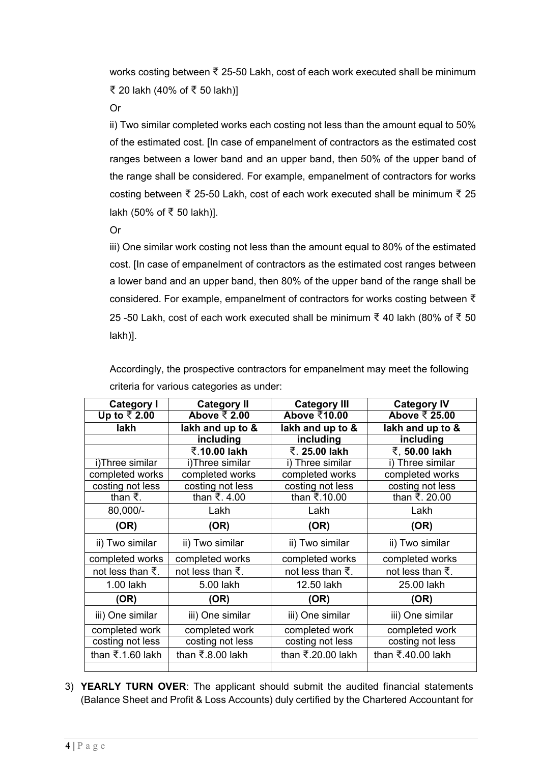works costing between ₹ 25-50 Lakh, cost of each work executed shall be minimum ₹ 20 lakh (40% of ₹ 50 lakh)]

Or

ii) Two similar completed works each costing not less than the amount equal to 50% of the estimated cost. [In case of empanelment of contractors as the estimated cost ranges between a lower band and an upper band, then 50% of the upper band of the range shall be considered. For example, empanelment of contractors for works costing between ₹ 25-50 Lakh, cost of each work executed shall be minimum ₹ 25 lakh (50% of ₹ 50 lakh)].

Or

iii) One similar work costing not less than the amount equal to 80% of the estimated cost. [In case of empanelment of contractors as the estimated cost ranges between a lower band and an upper band, then 80% of the upper band of the range shall be considered. For example, empanelment of contractors for works costing between ₹ 25 -50 Lakh, cost of each work executed shall be minimum ₹ 40 lakh (80% of ₹ 50 lakh)].

Accordingly, the prospective contractors for empanelment may meet the following criteria for various categories as under:

| **Category I**<br>**Up to ₹ 2.00 lakh** | **Category II**<br>**Above ₹ 2.00 lakh and up to & including ₹.10.00 lakh** | **Category III**<br>**Above ₹10.00 lakh and up to & including ₹. 25.00 lakh** | **Category IV**<br>**Above ₹ 25.00 lakh and up to & including ₹, 50.00 lakh** |
|---|---|---|---|
| i)Three similar completed works costing not less than ₹. 80,000/- | i)Three similar completed works costing not less than ₹. 4.00 Lakh | i) Three similar completed works costing not less than ₹.10.00 Lakh | i) Three similar completed works costing not less than ₹. 20.00 Lakh |
| **(OR)** | **(OR)** | **(OR)** | **(OR)** |
| ii) Two similar completed works not less than ₹. 1.00 lakh | ii) Two similar completed works not less than ₹. 5.00 lakh | ii) Two similar completed works not less than ₹. 12.50 lakh | ii) Two similar completed works not less than ₹. 25.00 lakh |
| **(OR)** | **(OR)** | **(OR)** | **(OR)** |
| iii) One similar completed work costing not less than ₹.1.60 lakh | iii) One similar completed work costing not less than ₹.8.00 lakh | iii) One similar completed work costing not less than ₹.20.00 lakh | iii) One similar completed work costing not less than ₹.40.00 lakh |

3) **YEARLY TURN OVER**: The applicant should submit the audited financial statements (Balance Sheet and Profit & Loss Accounts) duly certified by the Chartered Accountant for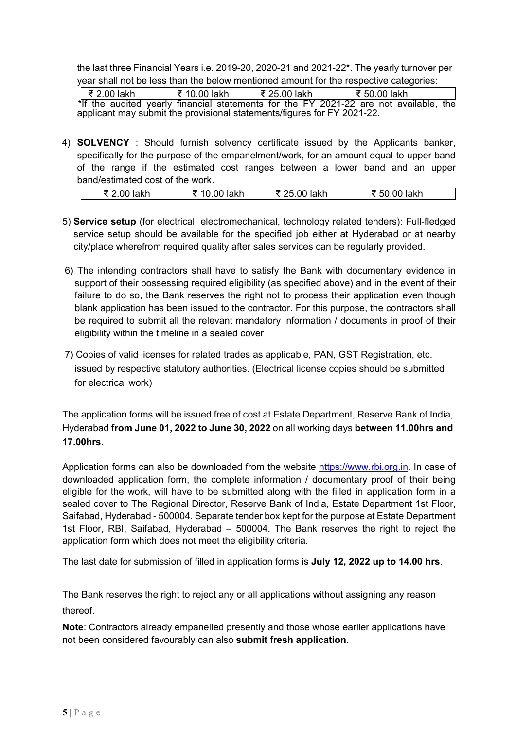the last three Financial Years i.e. 2019-20, 2020-21 and 2021-22*. The yearly turnover per year shall not be less than the below mentioned amount for the respective categories:

| ₹ 2.00 lakh | ₹ 10.00 lakh | ₹ 25.00 lakh | ₹ 50.00 lakh |
|---|---|---|---|

*If the audited yearly financial statements for the FY 2021-22 are not available, the applicant may submit the provisional statements/figures for FY 2021-22.

4) **SOLVENCY** : Should furnish solvency certificate issued by the Applicants banker, specifically for the purpose of the empanelment/work, for an amount equal to upper band of the range if the estimated cost ranges between a lower band and an upper band/estimated cost of the work.

| ₹ 2.00 lakh | ₹ 10.00 lakh | ₹ 25.00 lakh | ₹ 50.00 lakh |
|---|---|---|---|

5) **Service setup** (for electrical, electromechanical, technology related tenders): Full-fledged service setup should be available for the specified job either at Hyderabad or at nearby city/place wherefrom required quality after sales services can be regularly provided.

6) The intending contractors shall have to satisfy the Bank with documentary evidence in support of their possessing required eligibility (as specified above) and in the event of their failure to do so, the Bank reserves the right not to process their application even though blank application has been issued to the contractor. For this purpose, the contractors shall be required to submit all the relevant mandatory information / documents in proof of their eligibility within the timeline in a sealed cover

7) Copies of valid licenses for related trades as applicable, PAN, GST Registration, etc. issued by respective statutory authorities. (Electrical license copies should be submitted for electrical work)

The application forms will be issued free of cost at Estate Department, Reserve Bank of India, Hyderabad **from June 01, 2022 to June 30, 2022** on all working days **between 11.00hrs and 17.00hrs**.

Application forms can also be downloaded from the website https://www.rbi.org.in. In case of downloaded application form, the complete information / documentary proof of their being eligible for the work, will have to be submitted along with the filled in application form in a sealed cover to The Regional Director, Reserve Bank of India, Estate Department 1st Floor, Saifabad, Hyderabad - 500004. Separate tender box kept for the purpose at Estate Department 1st Floor, RBI, Saifabad, Hyderabad – 500004. The Bank reserves the right to reject the application form which does not meet the eligibility criteria.

The last date for submission of filled in application forms is **July 12, 2022 up to 14.00 hrs**.

The Bank reserves the right to reject any or all applications without assigning any reason thereof.

**Note**: Contractors already empanelled presently and those whose earlier applications have not been considered favourably can also **submit fresh application.**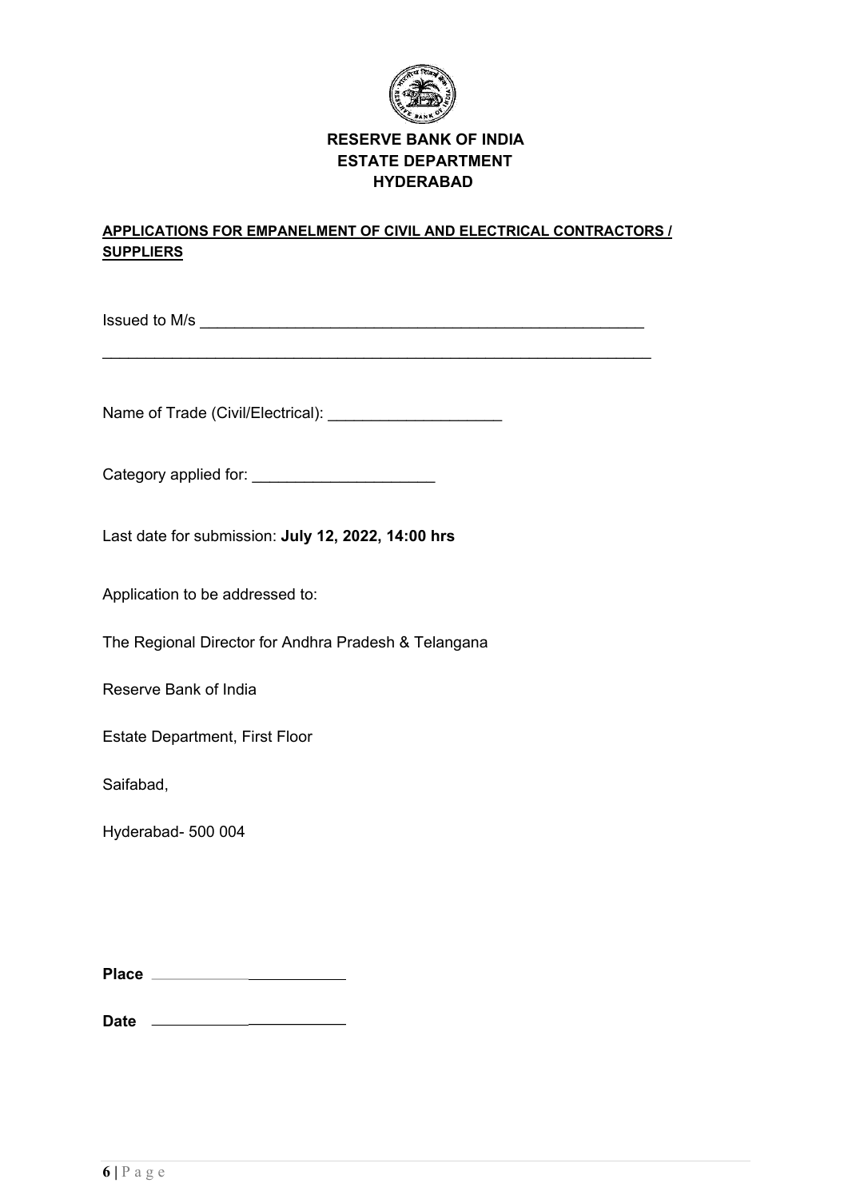**RESERVE BANK OF INDIA**
**ESTATE DEPARTMENT**
**HYDERABAD**

**APPLICATIONS FOR EMPANELMENT OF CIVIL AND ELECTRICAL CONTRACTORS / SUPPLIERS**

Issued to M/s ______________________________________________________

____________________________________________________________________

Name of Trade (Civil/Electrical): ____________________

Category applied for: _____________________

Last date for submission: **July 12, 2022, 14:00 hrs**

Application to be addressed to:

The Regional Director for Andhra Pradesh & Telangana

Reserve Bank of India

Estate Department, First Floor

Saifabad,

Hyderabad- 500 004

**Place** ______________________

**Date** ______________________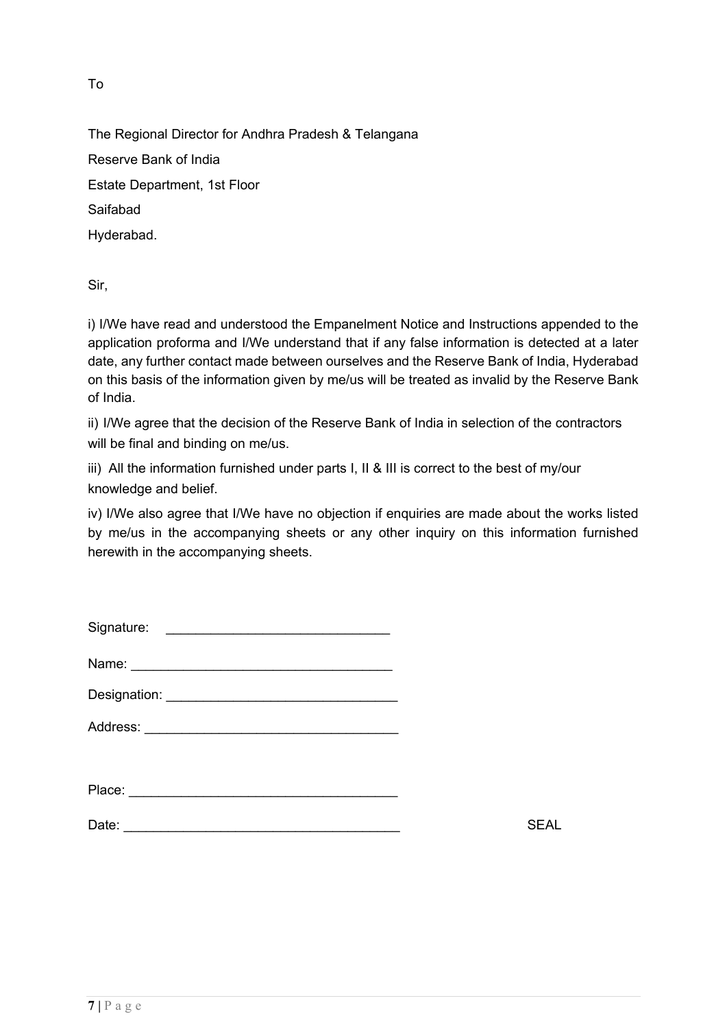To

The Regional Director for Andhra Pradesh & Telangana

Reserve Bank of India

Estate Department, 1st Floor

Saifabad

Hyderabad.

Sir,

i) I/We have read and understood the Empanelment Notice and Instructions appended to the application proforma and I/We understand that if any false information is detected at a later date, any further contact made between ourselves and the Reserve Bank of India, Hyderabad on this basis of the information given by me/us will be treated as invalid by the Reserve Bank of India.

ii) I/We agree that the decision of the Reserve Bank of India in selection of the contractors will be final and binding on me/us.

iii) All the information furnished under parts I, II & III is correct to the best of my/our knowledge and belief.

iv) I/We also agree that I/We have no objection if enquiries are made about the works listed by me/us in the accompanying sheets or any other inquiry on this information furnished herewith in the accompanying sheets.

Signature: ______________________________

Name: ___________________________________

Designation: ______________________________

Address: _________________________________

Place: ___________________________________

Date: ____________________________________ SEAL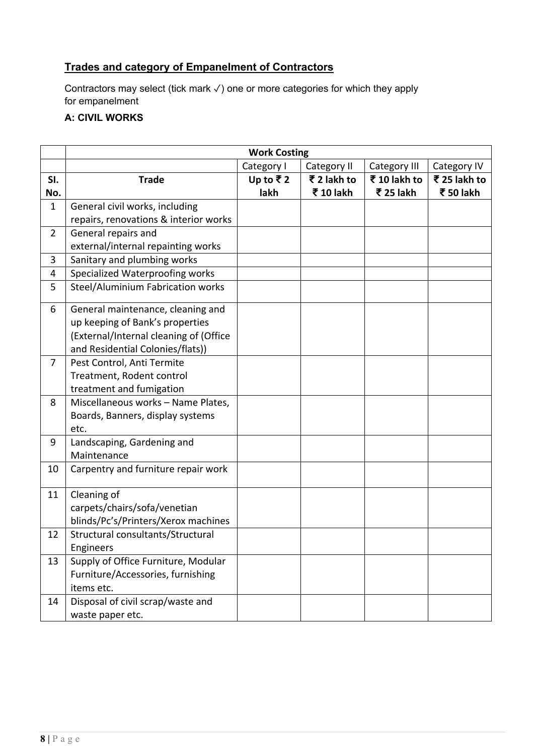## Trades and category of Empanelment of Contractors

Contractors may select (tick mark ✓) one or more categories for which they apply for empanelment

**A: CIVIL WORKS**

| | Work Costing | | | | |
|---|---|---|---|---|---|
| | | Category I | Category II | Category III | Category IV |
| **Sl. No.** | **Trade** | **Up to ₹ 2 lakh** | **₹ 2 lakh to ₹ 10 lakh** | **₹ 10 lakh to ₹ 25 lakh** | **₹ 25 lakh to ₹ 50 lakh** |
| 1 | General civil works, including repairs, renovations & interior works | | | | |
| 2 | General repairs and external/internal repainting works | | | | |
| 3 | Sanitary and plumbing works | | | | |
| 4 | Specialized Waterproofing works | | | | |
| 5 | Steel/Aluminium Fabrication works | | | | |
| 6 | General maintenance, cleaning and up keeping of Bank's properties (External/Internal cleaning of (Office and Residential Colonies/flats)) | | | | |
| 7 | Pest Control, Anti Termite Treatment, Rodent control treatment and fumigation | | | | |
| 8 | Miscellaneous works – Name Plates, Boards, Banners, display systems etc. | | | | |
| 9 | Landscaping, Gardening and Maintenance | | | | |
| 10 | Carpentry and furniture repair work | | | | |
| 11 | Cleaning of carpets/chairs/sofa/venetian blinds/Pc's/Printers/Xerox machines | | | | |
| 12 | Structural consultants/Structural Engineers | | | | |
| 13 | Supply of Office Furniture, Modular Furniture/Accessories, furnishing items etc. | | | | |
| 14 | Disposal of civil scrap/waste and waste paper etc. | | | | |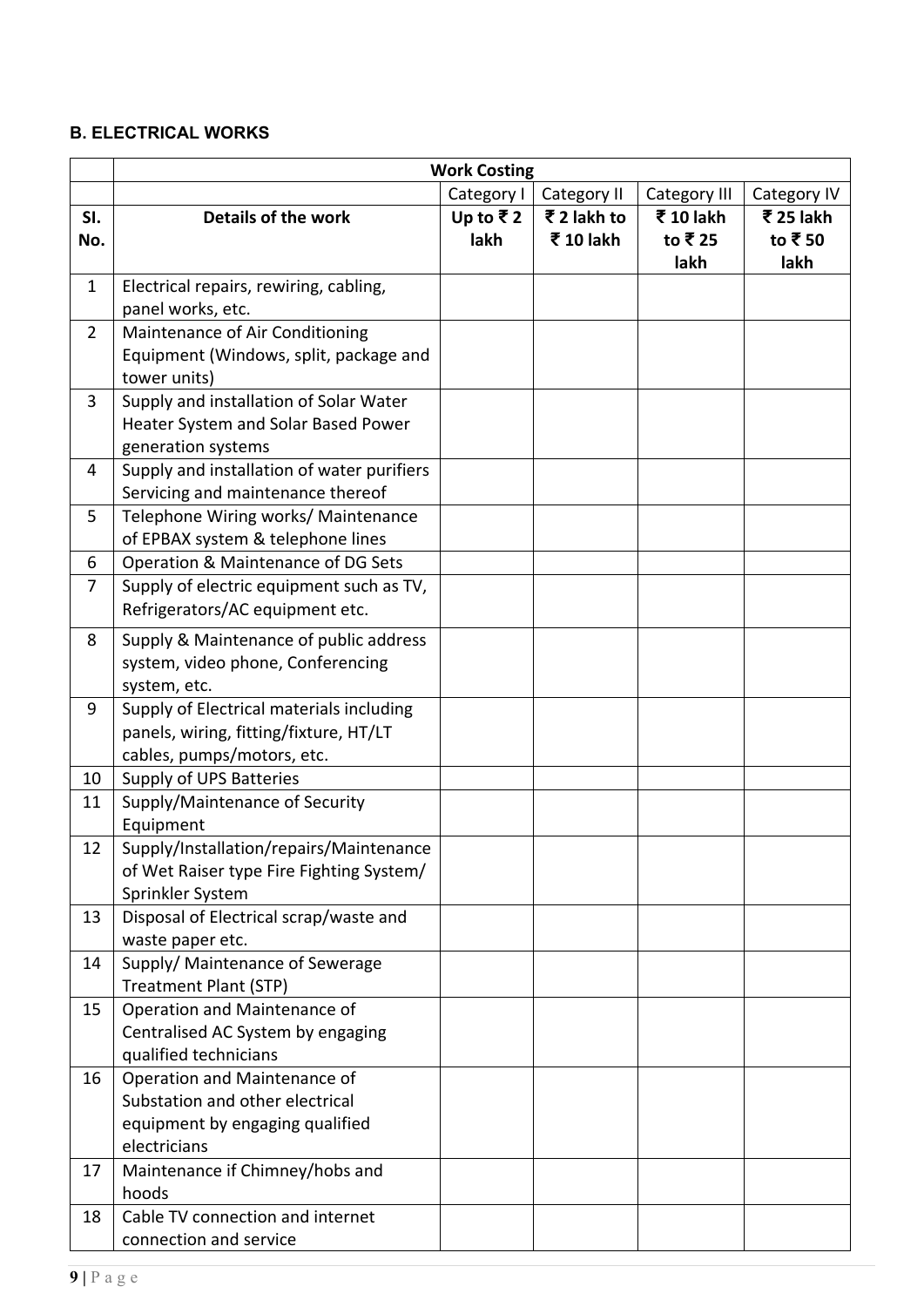### B. ELECTRICAL WORKS

| | Work Costing | | | | |
|---|---|---|---|---|---|
| | | Category I | Category II | Category III | Category IV |
| **Sl. No.** | **Details of the work** | **Up to ₹ 2 lakh** | **₹ 2 lakh to ₹ 10 lakh** | **₹ 10 lakh to ₹ 25 lakh** | **₹ 25 lakh to ₹ 50 lakh** |
| 1 | Electrical repairs, rewiring, cabling, panel works, etc. | | | | |
| 2 | Maintenance of Air Conditioning Equipment (Windows, split, package and tower units) | | | | |
| 3 | Supply and installation of Solar Water Heater System and Solar Based Power generation systems | | | | |
| 4 | Supply and installation of water purifiers Servicing and maintenance thereof | | | | |
| 5 | Telephone Wiring works/ Maintenance of EPBAX system & telephone lines | | | | |
| 6 | Operation & Maintenance of DG Sets | | | | |
| 7 | Supply of electric equipment such as TV, Refrigerators/AC equipment etc. | | | | |
| 8 | Supply & Maintenance of public address system, video phone, Conferencing system, etc. | | | | |
| 9 | Supply of Electrical materials including panels, wiring, fitting/fixture, HT/LT cables, pumps/motors, etc. | | | | |
| 10 | Supply of UPS Batteries | | | | |
| 11 | Supply/Maintenance of Security Equipment | | | | |
| 12 | Supply/Installation/repairs/Maintenance of Wet Raiser type Fire Fighting System/ Sprinkler System | | | | |
| 13 | Disposal of Electrical scrap/waste and waste paper etc. | | | | |
| 14 | Supply/ Maintenance of Sewerage Treatment Plant (STP) | | | | |
| 15 | Operation and Maintenance of Centralised AC System by engaging qualified technicians | | | | |
| 16 | Operation and Maintenance of Substation and other electrical equipment by engaging qualified electricians | | | | |
| 17 | Maintenance if Chimney/hobs and hoods | | | | |
| 18 | Cable TV connection and internet connection and service | | | | |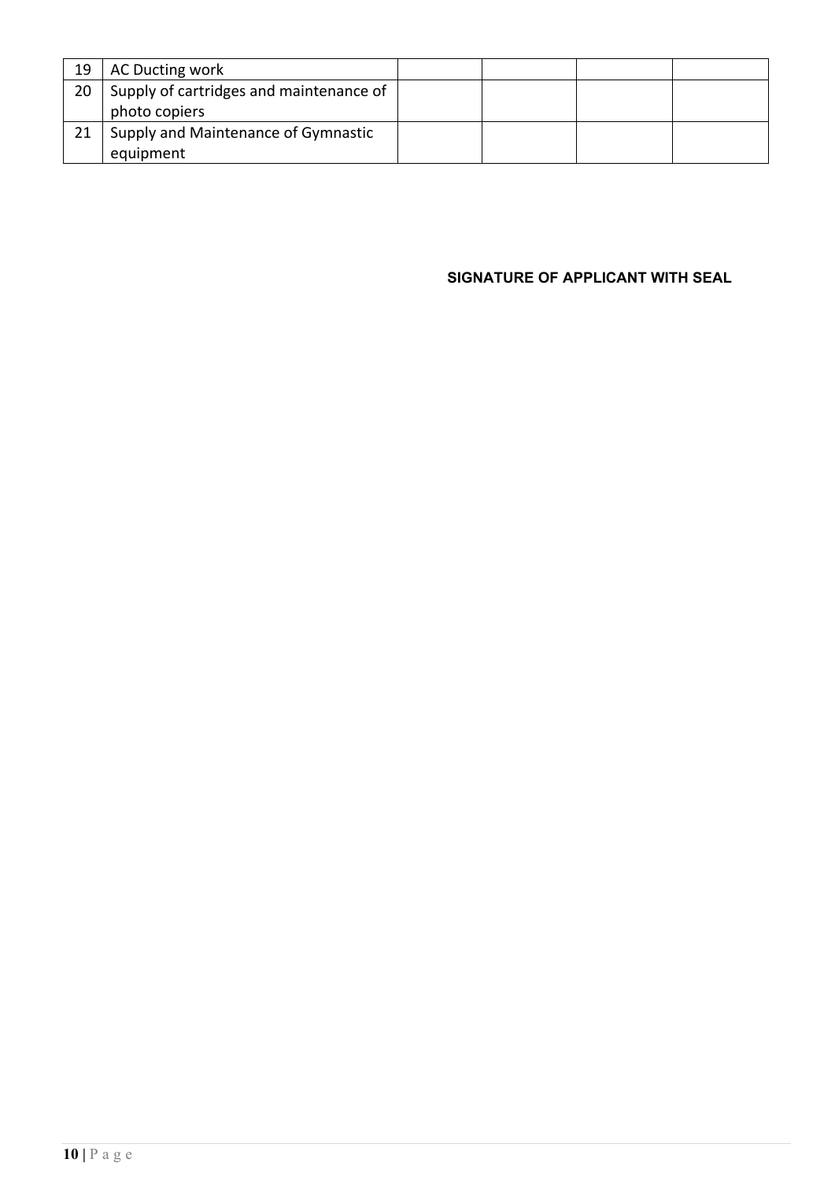| 19 | AC Ducting work | | | | |
|---|---|---|---|---|---|
| 20 | Supply of cartridges and maintenance of photo copiers | | | | |
| 21 | Supply and Maintenance of Gymnastic equipment | | | | |

**SIGNATURE OF APPLICANT WITH SEAL**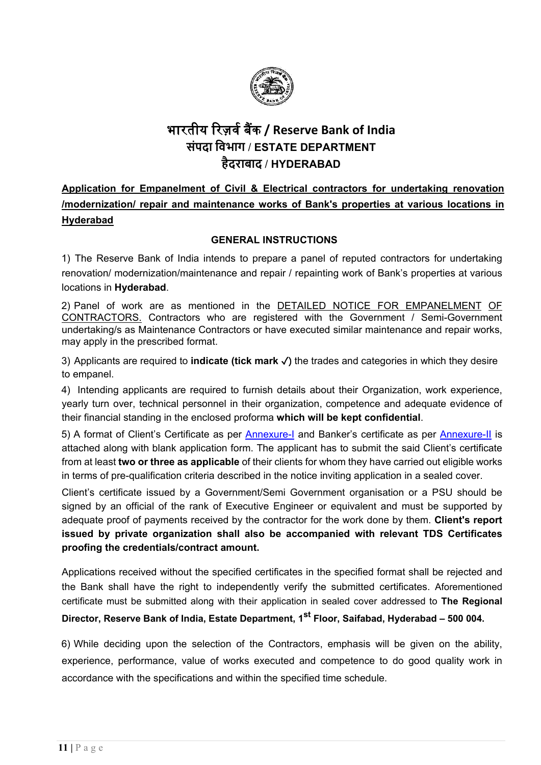# भारतीय रिज़र्व बैंक / Reserve Bank of India

## संपदा विभाग / ESTATE DEPARTMENT

## हैदराबाद / HYDERABAD

**Application for Empanelment of Civil & Electrical contractors for undertaking renovation /modernization/ repair and maintenance works of Bank's properties at various locations in Hyderabad**

### GENERAL INSTRUCTIONS

1) The Reserve Bank of India intends to prepare a panel of reputed contractors for undertaking renovation/ modernization/maintenance and repair / repainting work of Bank's properties at various locations in **Hyderabad**.

2) Panel of work are as mentioned in the DETAILED NOTICE FOR EMPANELMENT OF CONTRACTORS. Contractors who are registered with the Government / Semi-Government undertaking/s as Maintenance Contractors or have executed similar maintenance and repair works, may apply in the prescribed format.

3) Applicants are required to **indicate (tick mark ✓)** the trades and categories in which they desire to empanel.

4) Intending applicants are required to furnish details about their Organization, work experience, yearly turn over, technical personnel in their organization, competence and adequate evidence of their financial standing in the enclosed proforma **which will be kept confidential**.

5) A format of Client's Certificate as per Annexure-I and Banker's certificate as per Annexure-II is attached along with blank application form. The applicant has to submit the said Client's certificate from at least **two or three as applicable** of their clients for whom they have carried out eligible works in terms of pre-qualification criteria described in the notice inviting application in a sealed cover.

Client's certificate issued by a Government/Semi Government organisation or a PSU should be signed by an official of the rank of Executive Engineer or equivalent and must be supported by adequate proof of payments received by the contractor for the work done by them. **Client's report issued by private organization shall also be accompanied with relevant TDS Certificates proofing the credentials/contract amount.**

Applications received without the specified certificates in the specified format shall be rejected and the Bank shall have the right to independently verify the submitted certificates. Aforementioned certificate must be submitted along with their application in sealed cover addressed to **The Regional Director, Reserve Bank of India, Estate Department, 1st Floor, Saifabad, Hyderabad – 500 004.**

6) While deciding upon the selection of the Contractors, emphasis will be given on the ability, experience, performance, value of works executed and competence to do good quality work in accordance with the specifications and within the specified time schedule.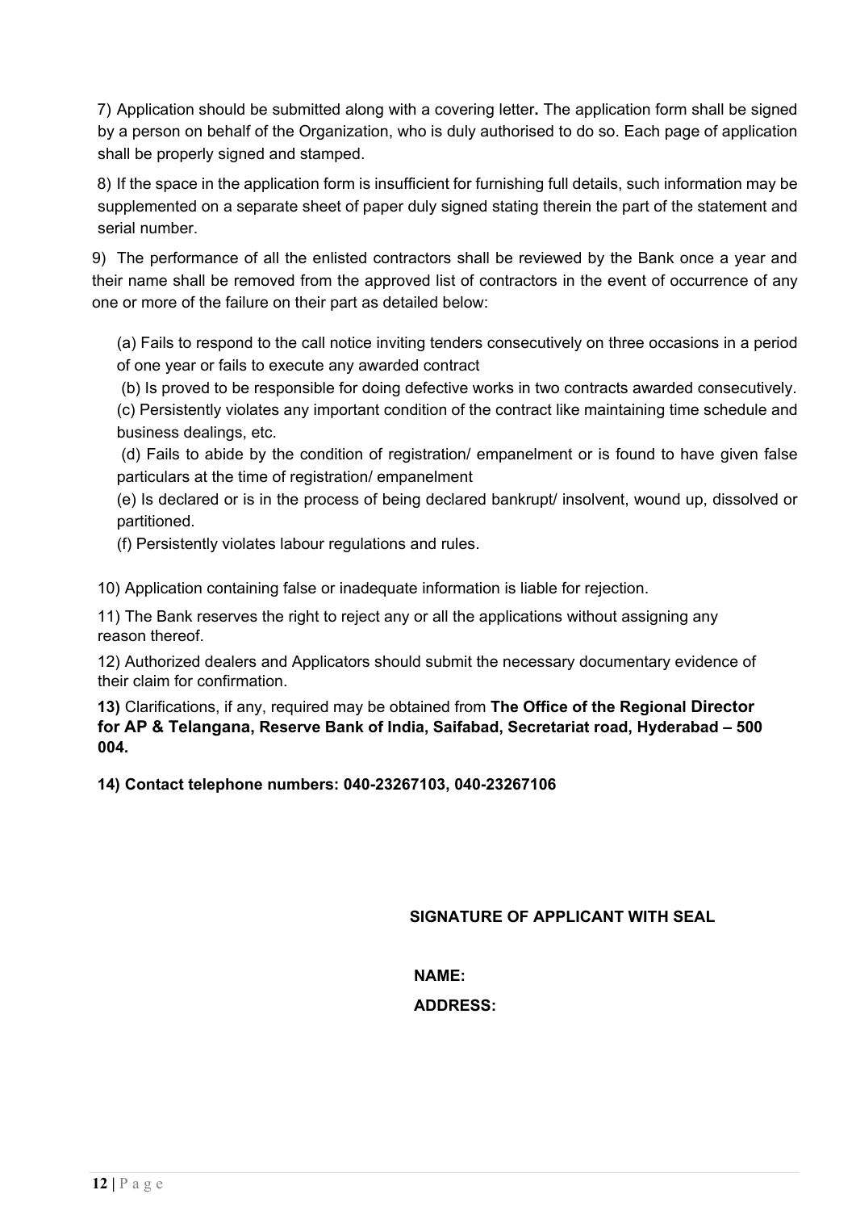7) Application should be submitted along with a covering letter**.** The application form shall be signed by a person on behalf of the Organization, who is duly authorised to do so. Each page of application shall be properly signed and stamped.

8) If the space in the application form is insufficient for furnishing full details, such information may be supplemented on a separate sheet of paper duly signed stating therein the part of the statement and serial number.

9) The performance of all the enlisted contractors shall be reviewed by the Bank once a year and their name shall be removed from the approved list of contractors in the event of occurrence of any one or more of the failure on their part as detailed below:

(a) Fails to respond to the call notice inviting tenders consecutively on three occasions in a period of one year or fails to execute any awarded contract

(b) Is proved to be responsible for doing defective works in two contracts awarded consecutively.

(c) Persistently violates any important condition of the contract like maintaining time schedule and business dealings, etc.

(d) Fails to abide by the condition of registration/ empanelment or is found to have given false particulars at the time of registration/ empanelment

(e) Is declared or is in the process of being declared bankrupt/ insolvent, wound up, dissolved or partitioned.

(f) Persistently violates labour regulations and rules.

10) Application containing false or inadequate information is liable for rejection.

11) The Bank reserves the right to reject any or all the applications without assigning any reason thereof.

12) Authorized dealers and Applicators should submit the necessary documentary evidence of their claim for confirmation.

**13)** Clarifications, if any, required may be obtained from **The Office of the Regional Director for AP & Telangana, Reserve Bank of India, Saifabad, Secretariat road, Hyderabad – 500 004.**

**14) Contact telephone numbers: 040-23267103, 040-23267106**

**SIGNATURE OF APPLICANT WITH SEAL**

**NAME:**

**ADDRESS:**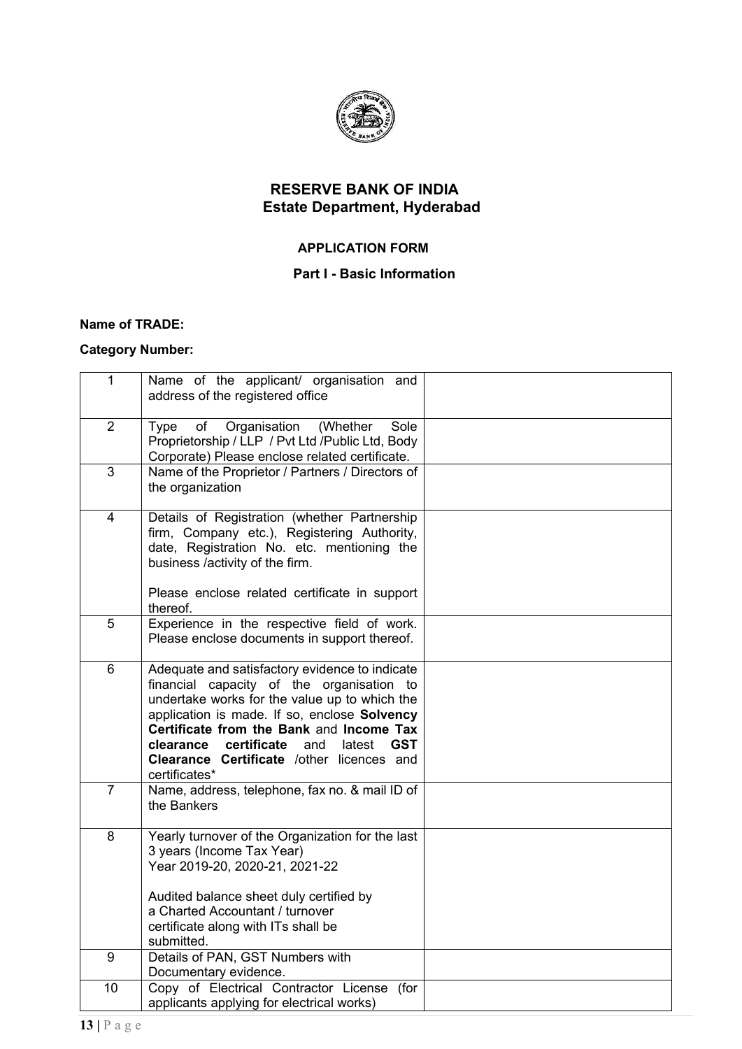# RESERVE BANK OF INDIA

## Estate Department, Hyderabad

### APPLICATION FORM

### Part I - Basic Information

**Name of TRADE:**

**Category Number:**

| | | |
|---|---|---|
| 1 | Name of the applicant/ organisation and address of the registered office | |
| 2 | Type of Organisation (Whether Sole Proprietorship / LLP / Pvt Ltd /Public Ltd, Body Corporate) Please enclose related certificate. | |
| 3 | Name of the Proprietor / Partners / Directors of the organization | |
| 4 | Details of Registration (whether Partnership firm, Company etc.), Registering Authority, date, Registration No. etc. mentioning the business /activity of the firm.<br><br>Please enclose related certificate in support thereof. | |
| 5 | Experience in the respective field of work. Please enclose documents in support thereof. | |
| 6 | Adequate and satisfactory evidence to indicate financial capacity of the organisation to undertake works for the value up to which the application is made. If so, enclose **Solvency Certificate from the Bank** and **Income Tax clearance certificate** and latest **GST Clearance Certificate** /other licences and certificates* | |
| 7 | Name, address, telephone, fax no. & mail ID of the Bankers | |
| 8 | Yearly turnover of the Organization for the last 3 years (Income Tax Year)<br>Year 2019-20, 2020-21, 2021-22<br><br>Audited balance sheet duly certified by a Charted Accountant / turnover certificate along with ITs shall be submitted. | |
| 9 | Details of PAN, GST Numbers with Documentary evidence. | |
| 10 | Copy of Electrical Contractor License (for applicants applying for electrical works) | |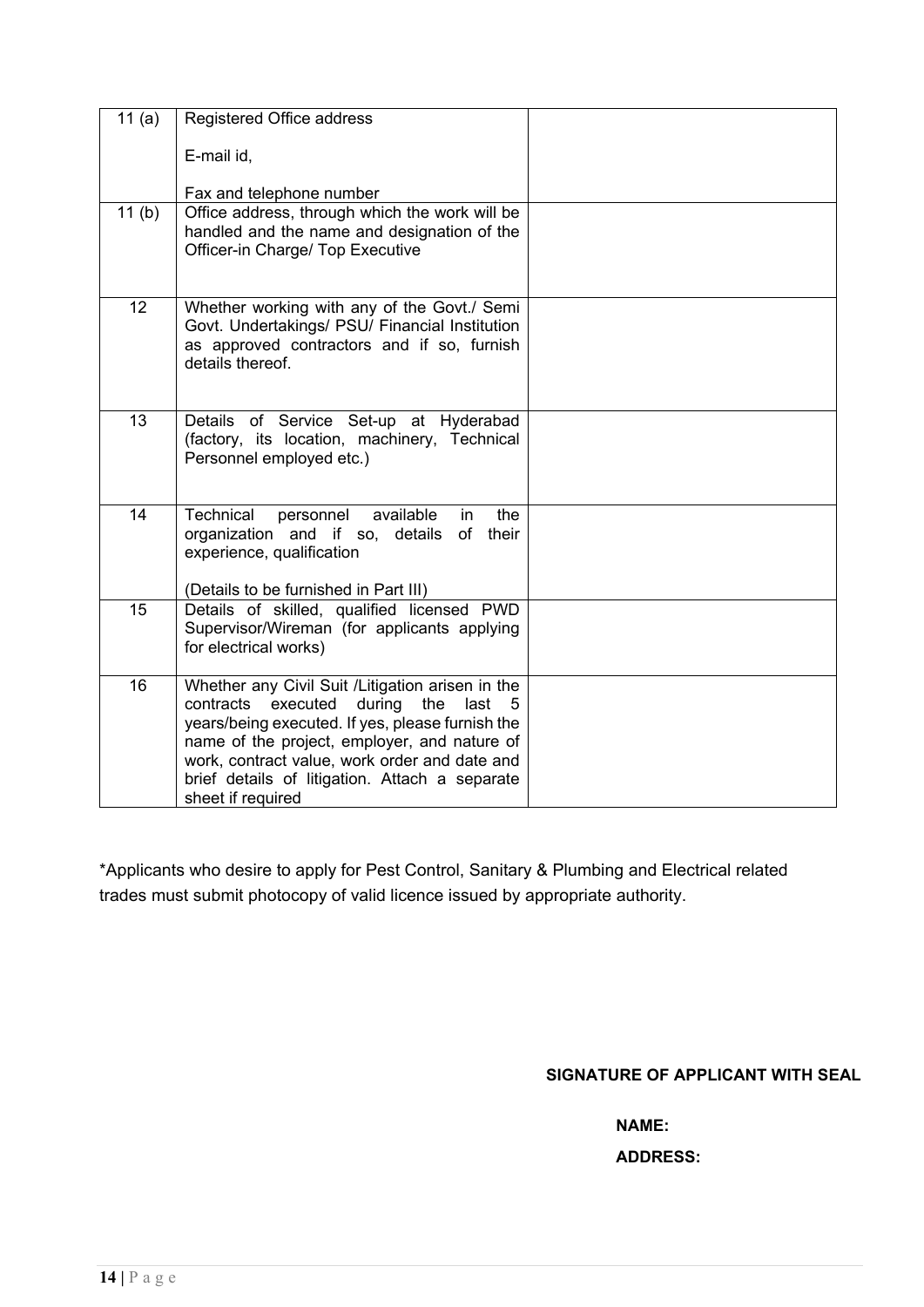| | | |
|---|---|---|
| 11 (a) | Registered Office address<br><br>E-mail id,<br><br>Fax and telephone number | |
| 11 (b) | Office address, through which the work will be handled and the name and designation of the Officer-in Charge/ Top Executive | |
| 12 | Whether working with any of the Govt./ Semi Govt. Undertakings/ PSU/ Financial Institution as approved contractors and if so, furnish details thereof. | |
| 13 | Details of Service Set-up at Hyderabad (factory, its location, machinery, Technical Personnel employed etc.) | |
| 14 | Technical personnel available in the organization and if so, details of their experience, qualification<br><br>(Details to be furnished in Part III) | |
| 15 | Details of skilled, qualified licensed PWD Supervisor/Wireman (for applicants applying for electrical works) | |
| 16 | Whether any Civil Suit /Litigation arisen in the contracts executed during the last 5 years/being executed. If yes, please furnish the name of the project, employer, and nature of work, contract value, work order and date and brief details of litigation. Attach a separate sheet if required | |

*Applicants who desire to apply for Pest Control, Sanitary & Plumbing and Electrical related trades must submit photocopy of valid licence issued by appropriate authority.

**SIGNATURE OF APPLICANT WITH SEAL**

**NAME:**

**ADDRESS:**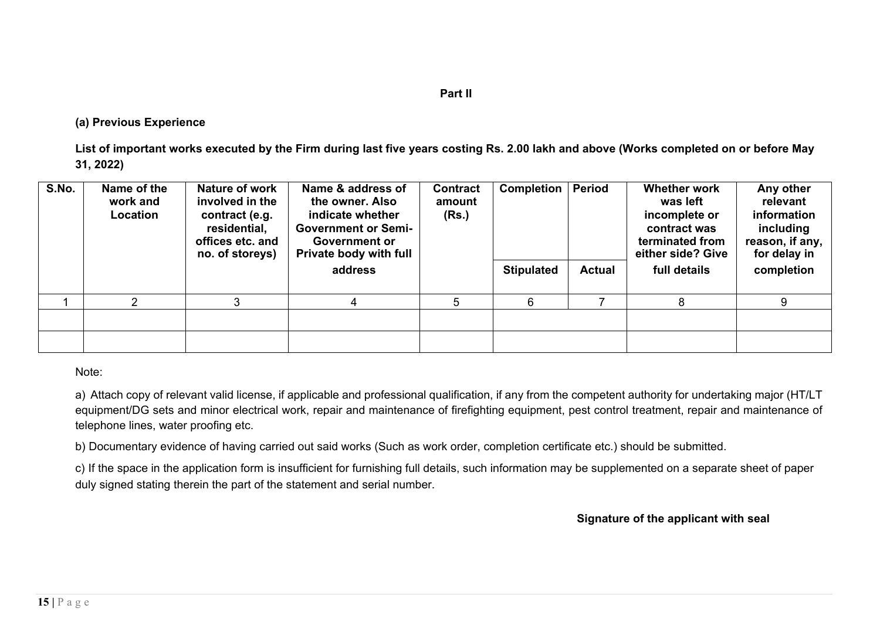**Part II**

**(a) Previous Experience**

**List of important works executed by the Firm during last five years costing Rs. 2.00 lakh and above (Works completed on or before May 31, 2022)**

| S.No. | Name of the work and Location | Nature of work involved in the contract (e.g. residential, offices etc. and no. of storeys) | Name & address of the owner. Also indicate whether Government or Semi-Government or Private body with full address | Contract amount (Rs.) | Completion Period | | Whether work was left incomplete or contract was terminated from either side? Give full details | Any other relevant information including reason, if any, for delay in completion |
|---|---|---|---|---|---|---|---|---|
| | | | | | Stipulated | Actual | | |
| 1 | 2 | 3 | 4 | 5 | 6 | 7 | 8 | 9 |
| | | | | | | | | |
| | | | | | | | | |

Note:

a) Attach copy of relevant valid license, if applicable and professional qualification, if any from the competent authority for undertaking major (HT/LT equipment/DG sets and minor electrical work, repair and maintenance of firefighting equipment, pest control treatment, repair and maintenance of telephone lines, water proofing etc.

b) Documentary evidence of having carried out said works (Such as work order, completion certificate etc.) should be submitted.

c) If the space in the application form is insufficient for furnishing full details, such information may be supplemented on a separate sheet of paper duly signed stating therein the part of the statement and serial number.

**Signature of the applicant with seal**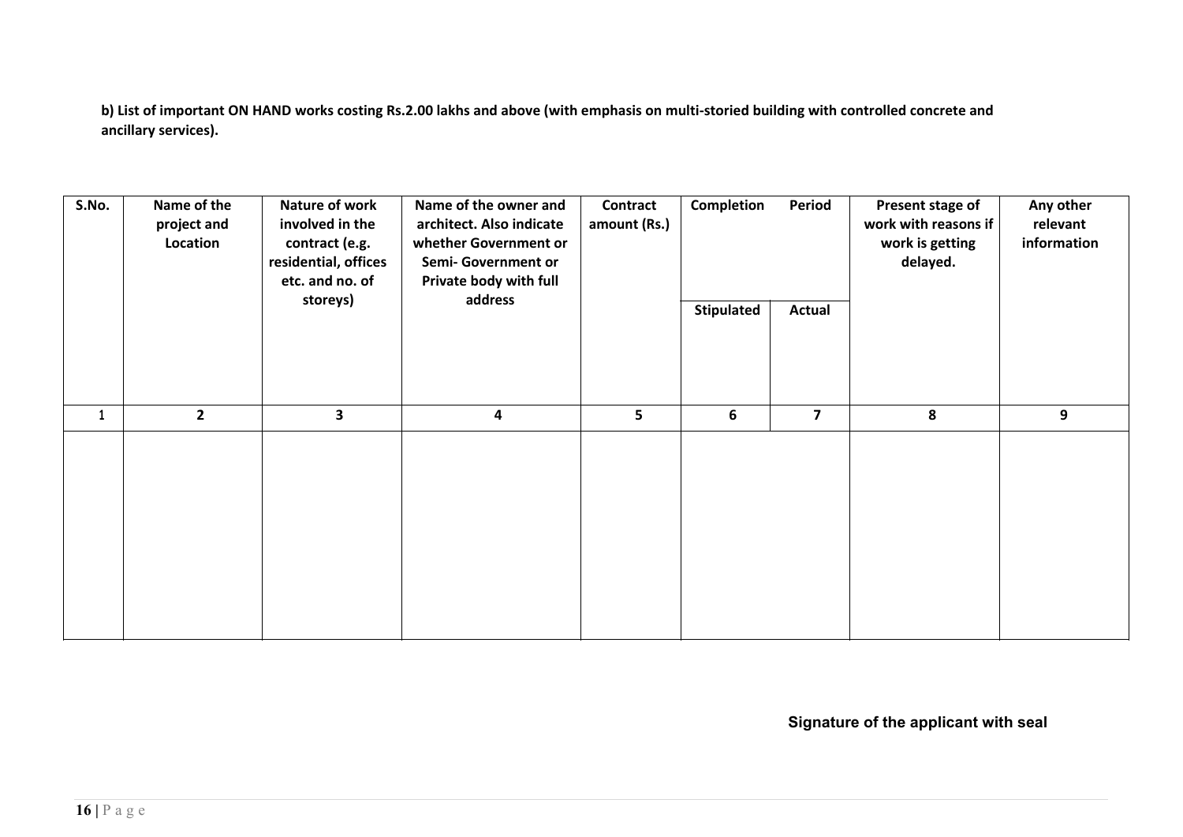**b) List of important ON HAND works costing Rs.2.00 lakhs and above (with emphasis on multi-storied building with controlled concrete and ancillary services).**

| S.No. | Name of the project and Location | Nature of work involved in the contract (e.g. residential, offices etc. and no. of storeys) | Name of the owner and architect. Also indicate whether Government or Semi- Government or Private body with full address | Contract amount (Rs.) | Completion Period | | Present stage of work with reasons if work is getting delayed. | Any other relevant information |
|---|---|---|---|---|---|---|---|---|
| | | | | | Stipulated | Actual | | |
| 1 | 2 | 3 | 4 | 5 | 6 | 7 | 8 | 9 |
| | | | | | | | | |

**Signature of the applicant with seal**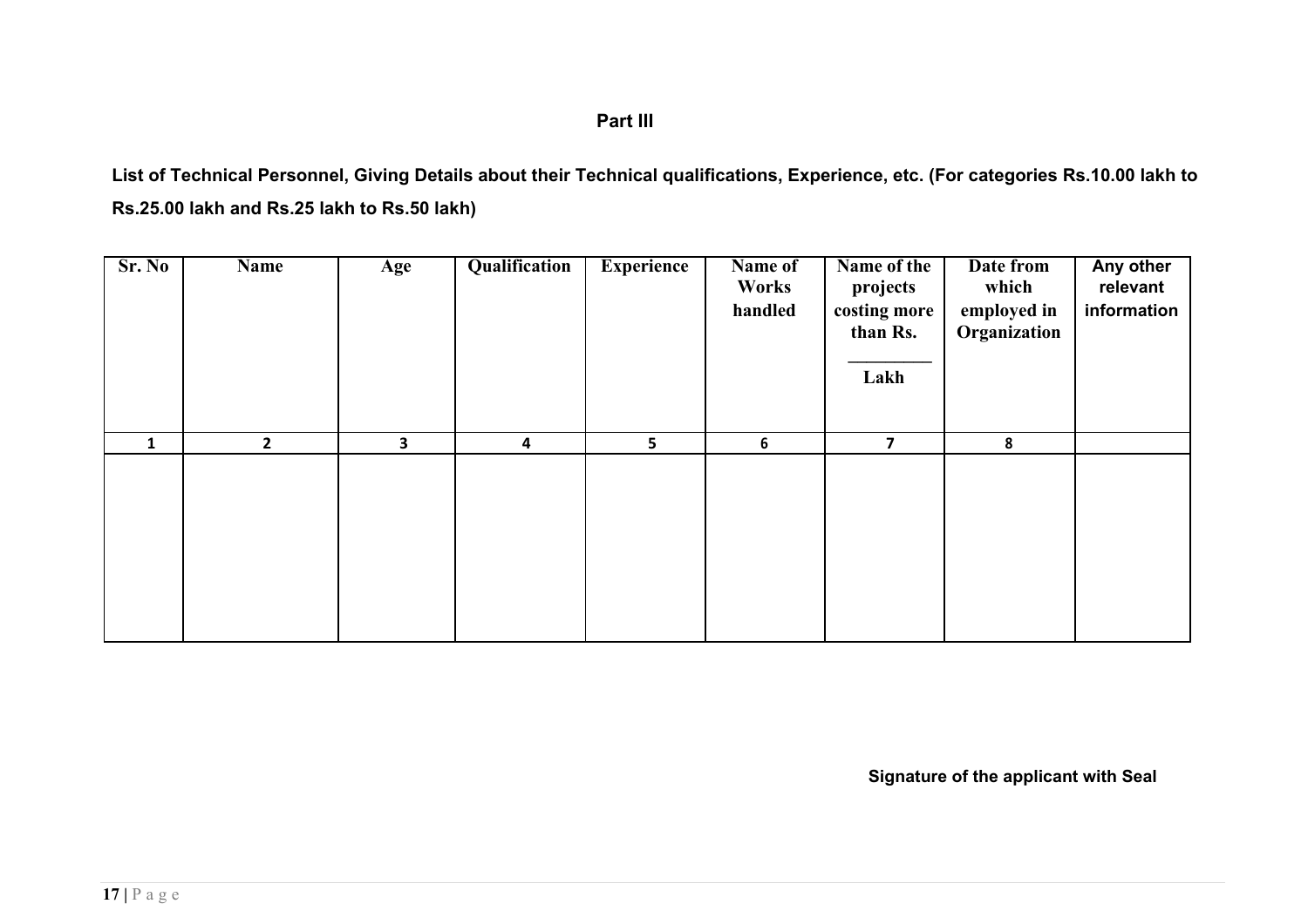**Part III**

**List of Technical Personnel, Giving Details about their Technical qualifications, Experience, etc. (For categories Rs.10.00 lakh to Rs.25.00 lakh and Rs.25 lakh to Rs.50 lakh)**

| Sr. No | Name | Age | Qualification | Experience | Name of Works handled | Name of the projects costing more than Rs. \_\_\_\_\_\_\_\_\_ Lakh | Date from which employed in Organization | Any other relevant information |
|---|---|---|---|---|---|---|---|---|
| 1 | 2 | 3 | 4 | 5 | 6 | 7 | 8 | |
| | | | | | | | | |

**Signature of the applicant with Seal**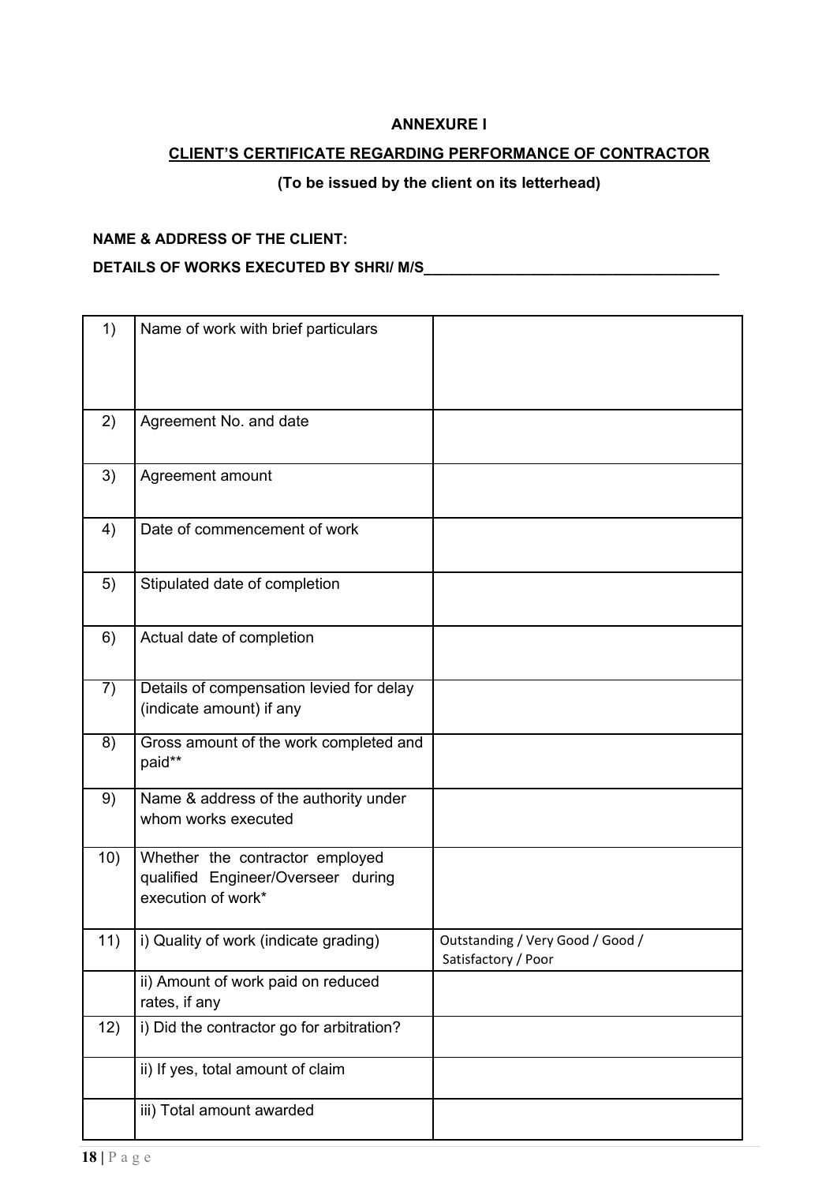**ANNEXURE I**

**CLIENT'S CERTIFICATE REGARDING PERFORMANCE OF CONTRACTOR**

**(To be issued by the client on its letterhead)**

**NAME & ADDRESS OF THE CLIENT:**

**DETAILS OF WORKS EXECUTED BY SHRI/ M/S____________________________________**

| | | |
|---|---|---|
| 1) | Name of work with brief particulars | |
| 2) | Agreement No. and date | |
| 3) | Agreement amount | |
| 4) | Date of commencement of work | |
| 5) | Stipulated date of completion | |
| 6) | Actual date of completion | |
| 7) | Details of compensation levied for delay (indicate amount) if any | |
| 8) | Gross amount of the work completed and paid** | |
| 9) | Name & address of the authority under whom works executed | |
| 10) | Whether the contractor employed qualified Engineer/Overseer during execution of work* | |
| 11) | i) Quality of work (indicate grading) | Outstanding / Very Good / Good / Satisfactory / Poor |
| | ii) Amount of work paid on reduced rates, if any | |
| 12) | i) Did the contractor go for arbitration? | |
| | ii) If yes, total amount of claim | |
| | iii) Total amount awarded | |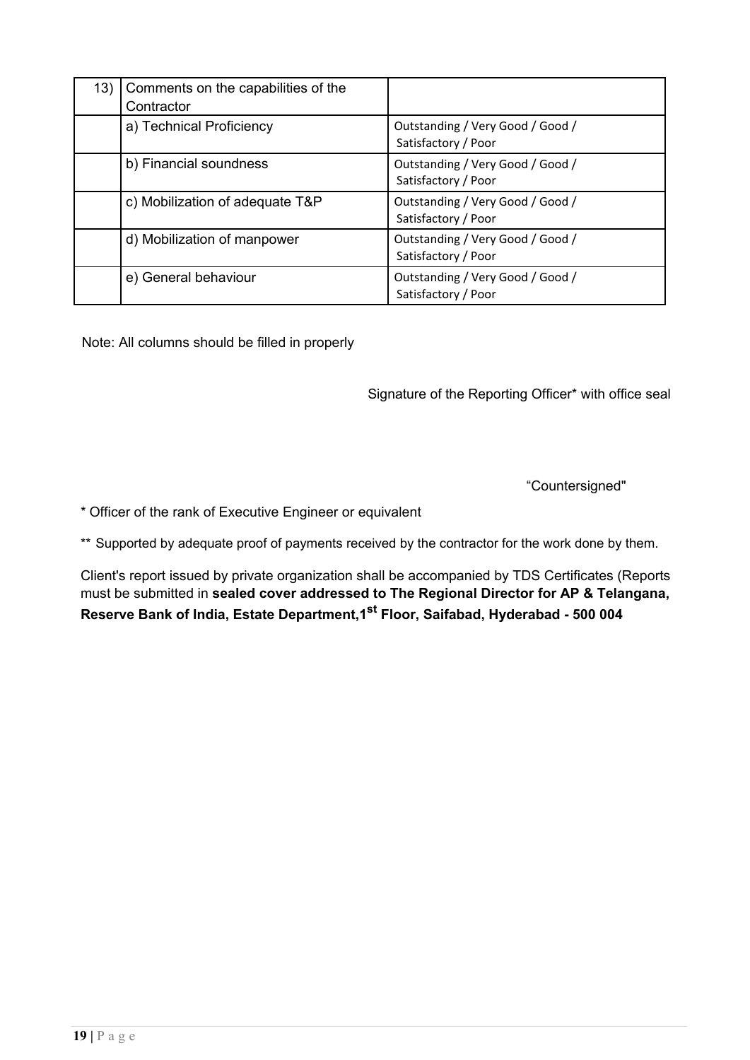| 13) | Comments on the capabilities of the Contractor | |
|---|---|---|
| | a) Technical Proficiency | Outstanding / Very Good / Good / Satisfactory / Poor |
| | b) Financial soundness | Outstanding / Very Good / Good / Satisfactory / Poor |
| | c) Mobilization of adequate T&P | Outstanding / Very Good / Good / Satisfactory / Poor |
| | d) Mobilization of manpower | Outstanding / Very Good / Good / Satisfactory / Poor |
| | e) General behaviour | Outstanding / Very Good / Good / Satisfactory / Poor |

Note: All columns should be filled in properly

Signature of the Reporting Officer* with office seal

"Countersigned"

* Officer of the rank of Executive Engineer or equivalent

** Supported by adequate proof of payments received by the contractor for the work done by them.

Client's report issued by private organization shall be accompanied by TDS Certificates (Reports must be submitted in **sealed cover addressed to The Regional Director for AP & Telangana, Reserve Bank of India, Estate Department,1st Floor, Saifabad, Hyderabad - 500 004**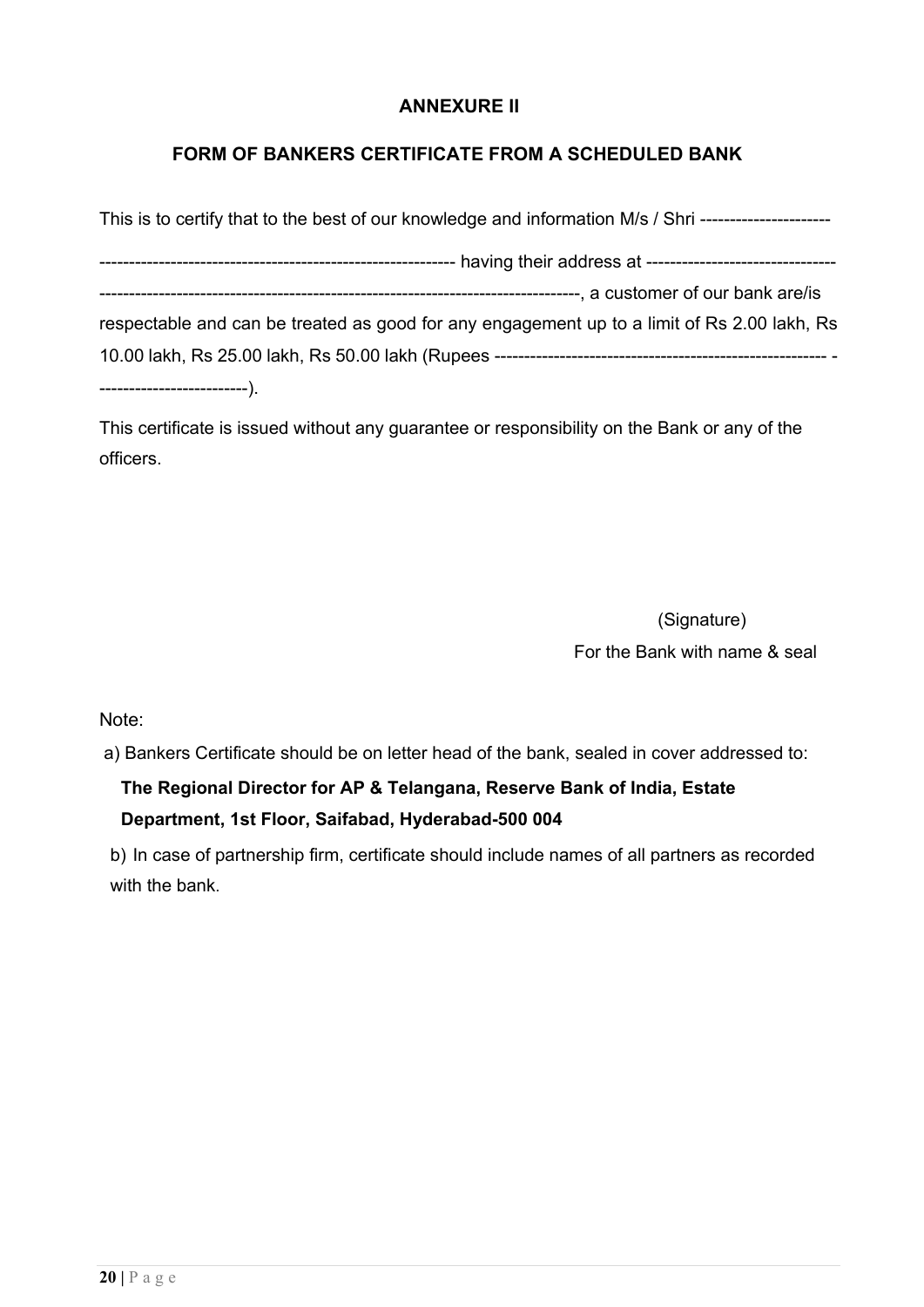## ANNEXURE II

## FORM OF BANKERS CERTIFICATE FROM A SCHEDULED BANK

This is to certify that to the best of our knowledge and information M/s / Shri ---------------------

----------------------------------------------------------- having their address at --------------------------------

-------------------------------------------------------------------------------, a customer of our bank are/is respectable and can be treated as good for any engagement up to a limit of Rs 2.00 lakh, Rs 10.00 lakh, Rs 25.00 lakh, Rs 50.00 lakh (Rupees -------------------------------------------------------- --------------------------).

This certificate is issued without any guarantee or responsibility on the Bank or any of the officers.

(Signature)

For the Bank with name & seal

Note:

a) Bankers Certificate should be on letter head of the bank, sealed in cover addressed to:

**The Regional Director for AP & Telangana, Reserve Bank of India, Estate Department, 1st Floor, Saifabad, Hyderabad-500 004**

b) In case of partnership firm, certificate should include names of all partners as recorded with the bank.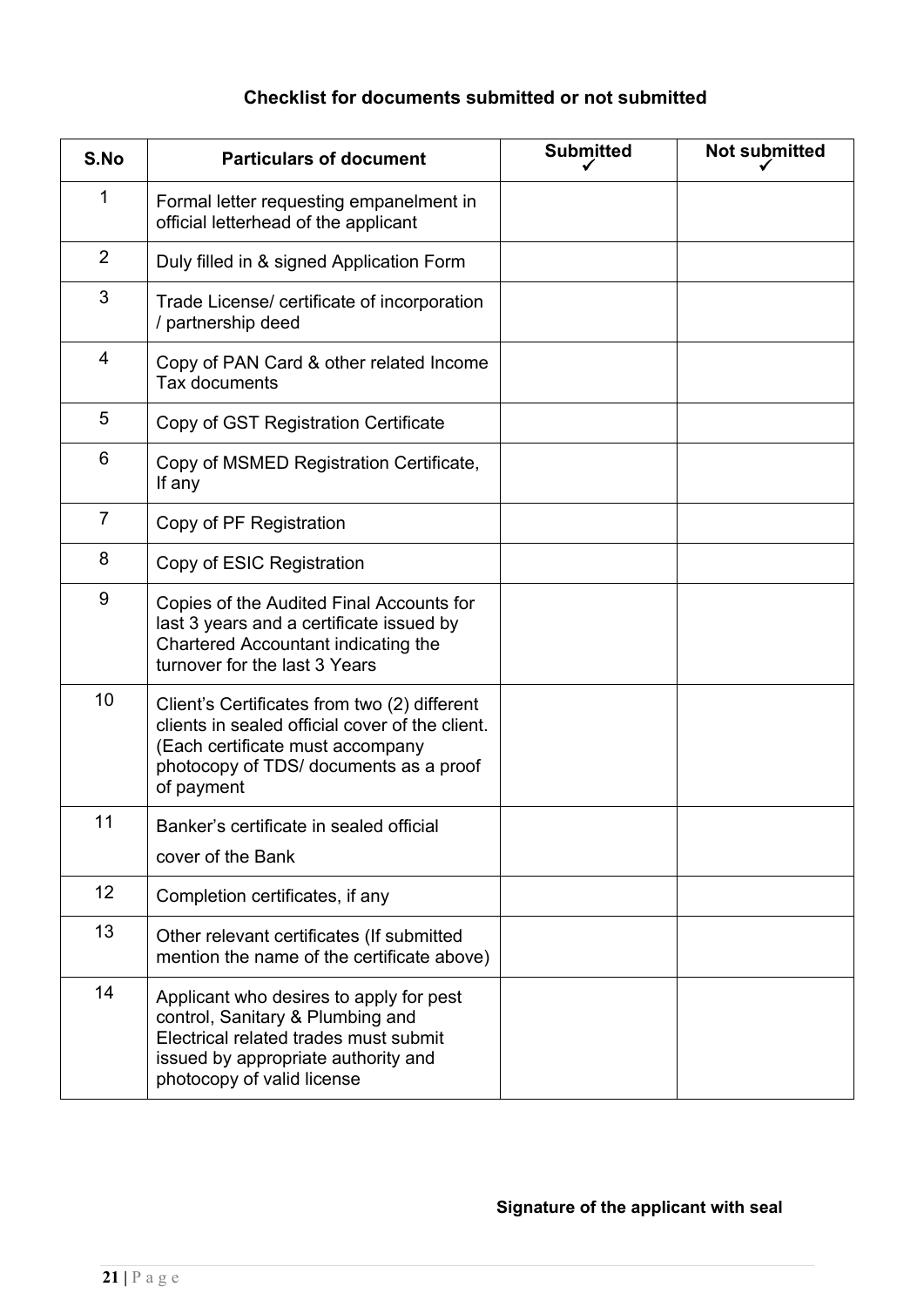### Checklist for documents submitted or not submitted

| S.No | Particulars of document | Submitted ✓ | Not submitted ✓ |
|---|---|---|---|
| 1 | Formal letter requesting empanelment in official letterhead of the applicant | | |
| 2 | Duly filled in & signed Application Form | | |
| 3 | Trade License/ certificate of incorporation / partnership deed | | |
| 4 | Copy of PAN Card & other related Income Tax documents | | |
| 5 | Copy of GST Registration Certificate | | |
| 6 | Copy of MSMED Registration Certificate, If any | | |
| 7 | Copy of PF Registration | | |
| 8 | Copy of ESIC Registration | | |
| 9 | Copies of the Audited Final Accounts for last 3 years and a certificate issued by Chartered Accountant indicating the turnover for the last 3 Years | | |
| 10 | Client's Certificates from two (2) different clients in sealed official cover of the client. (Each certificate must accompany photocopy of TDS/ documents as a proof of payment | | |
| 11 | Banker's certificate in sealed official cover of the Bank | | |
| 12 | Completion certificates, if any | | |
| 13 | Other relevant certificates (If submitted mention the name of the certificate above) | | |
| 14 | Applicant who desires to apply for pest control, Sanitary & Plumbing and Electrical related trades must submit issued by appropriate authority and photocopy of valid license | | |

**Signature of the applicant with seal**